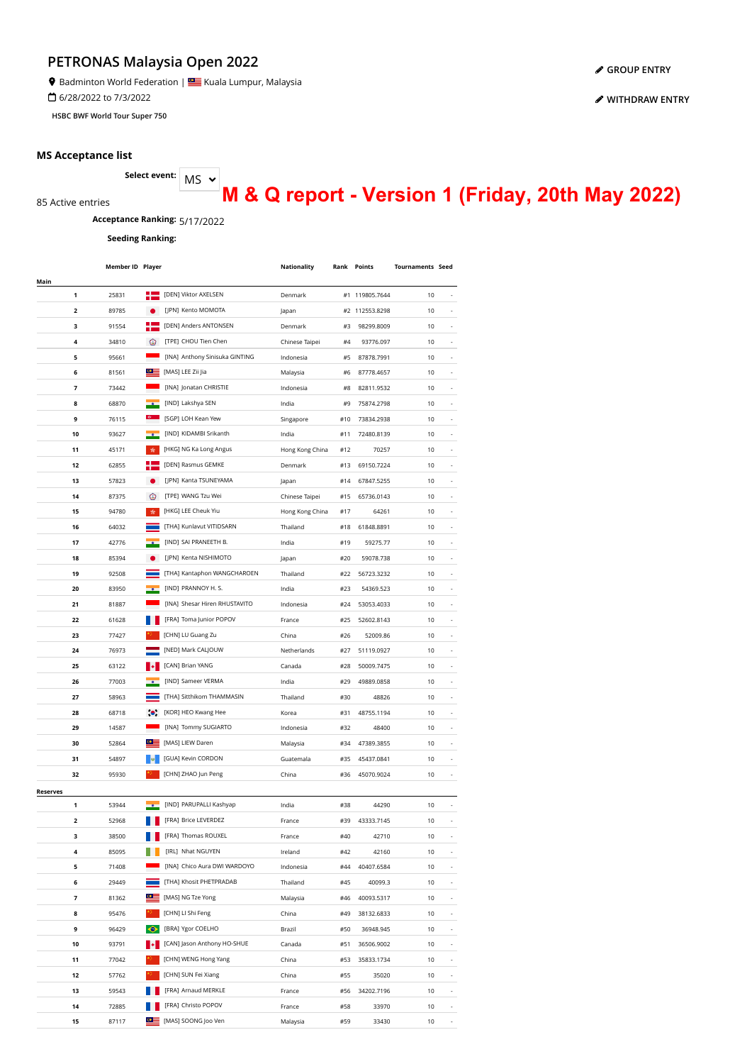# PETRONAS Malaysia Open 2022

Badminton World Federation | Kuala Lumpur, Malaysia

6/28/2022 to 7/3/2022

HSBC BWF World Tour Super 750

GROUP ENTRY

WITHDRAW ENTRY

## MS Acceptance list

**Select event:** MS

**M & Q report - Version 1 (Friday, 20th May 2022)**

85 Active entries

**Acceptance Ranking:** 5/17/2022

**Seeding Ranking:**

| | Member ID | Player | Nationality | Rank | Points | Tournaments | Seed |
|---|---|---|---|---|---|---|---|
| **Main** | | | | | | | |
| 1 | 25831 | [DEN] Viktor AXELSEN | Denmark | #1 | 119805.7644 | 10 | - |
| 2 | 89785 | [JPN] Kento MOMOTA | Japan | #2 | 112553.8298 | 10 | - |
| 3 | 91554 | [DEN] Anders ANTONSEN | Denmark | #3 | 98299.8009 | 10 | - |
| 4 | 34810 | [TPE] CHOU Tien Chen | Chinese Taipei | #4 | 93776.097 | 10 | - |
| 5 | 95661 | [INA] Anthony Sinisuka GINTING | Indonesia | #5 | 87878.7991 | 10 | - |
| 6 | 81561 | [MAS] LEE Zii Jia | Malaysia | #6 | 87778.4657 | 10 | - |
| 7 | 73442 | [INA] Jonatan CHRISTIE | Indonesia | #8 | 82811.9532 | 10 | - |
| 8 | 68870 | [IND] Lakshya SEN | India | #9 | 75874.2798 | 10 | - |
| 9 | 76115 | [SGP] LOH Kean Yew | Singapore | #10 | 73834.2938 | 10 | - |
| 10 | 93627 | [IND] KIDAMBI Srikanth | India | #11 | 72480.8139 | 10 | - |
| 11 | 45171 | [HKG] NG Ka Long Angus | Hong Kong China | #12 | 70257 | 10 | - |
| 12 | 62855 | [DEN] Rasmus GEMKE | Denmark | #13 | 69150.7224 | 10 | - |
| 13 | 57823 | [JPN] Kanta TSUNEYAMA | Japan | #14 | 67847.5255 | 10 | - |
| 14 | 87375 | [TPE] WANG Tzu Wei | Chinese Taipei | #15 | 65736.0143 | 10 | - |
| 15 | 94780 | [HKG] LEE Cheuk Yiu | Hong Kong China | #17 | 64261 | 10 | - |
| 16 | 64032 | [THA] Kunlavut VITIDSARN | Thailand | #18 | 61848.8891 | 10 | - |
| 17 | 42776 | [IND] SAI PRANEETH B. | India | #19 | 59275.77 | 10 | - |
| 18 | 85394 | [JPN] Kenta NISHIMOTO | Japan | #20 | 59078.738 | 10 | - |
| 19 | 92508 | [THA] Kantaphon WANGCHAROEN | Thailand | #22 | 56723.3232 | 10 | - |
| 20 | 83950 | [IND] PRANNOY H. S. | India | #23 | 54369.523 | 10 | - |
| 21 | 81887 | [INA] Shesar Hiren RHUSTAVITO | Indonesia | #24 | 53053.4033 | 10 | - |
| 22 | 61628 | [FRA] Toma Junior POPOV | France | #25 | 52602.8143 | 10 | - |
| 23 | 77427 | [CHN] LU Guang Zu | China | #26 | 52009.86 | 10 | - |
| 24 | 76973 | [NED] Mark CALJOUW | Netherlands | #27 | 51119.0927 | 10 | - |
| 25 | 63122 | [CAN] Brian YANG | Canada | #28 | 50009.7475 | 10 | - |
| 26 | 77003 | [IND] Sameer VERMA | India | #29 | 49889.0858 | 10 | - |
| 27 | 58963 | [THA] Sitthikom THAMMASIN | Thailand | #30 | 48826 | 10 | - |
| 28 | 68718 | [KOR] HEO Kwang Hee | Korea | #31 | 48755.1194 | 10 | - |
| 29 | 14587 | [INA] Tommy SUGIARTO | Indonesia | #32 | 48400 | 10 | - |
| 30 | 52864 | [MAS] LIEW Daren | Malaysia | #34 | 47389.3855 | 10 | - |
| 31 | 54897 | [GUA] Kevin CORDON | Guatemala | #35 | 45437.0841 | 10 | - |
| 32 | 95930 | [CHN] ZHAO Jun Peng | China | #36 | 45070.9024 | 10 | - |
| **Reserves** | | | | | | | |
| 1 | 53944 | [IND] PARUPALLI Kashyap | India | #38 | 44290 | 10 | - |
| 2 | 52968 | [FRA] Brice LEVERDEZ | France | #39 | 43333.7145 | 10 | - |
| 3 | 38500 | [FRA] Thomas ROUXEL | France | #40 | 42710 | 10 | - |
| 4 | 85095 | [IRL] Nhat NGUYEN | Ireland | #42 | 42160 | 10 | - |
| 5 | 71408 | [INA] Chico Aura DWI WARDOYO | Indonesia | #44 | 40407.6584 | 10 | - |
| 6 | 29449 | [THA] Khosit PHETPRADAB | Thailand | #45 | 40099.3 | 10 | - |
| 7 | 81362 | [MAS] NG Tze Yong | Malaysia | #46 | 40093.5317 | 10 | - |
| 8 | 95476 | [CHN] LI Shi Feng | China | #49 | 38132.6833 | 10 | - |
| 9 | 96429 | [BRA] Ygor COELHO | Brazil | #50 | 36948.945 | 10 | - |
| 10 | 93791 | [CAN] Jason Anthony HO-SHUE | Canada | #51 | 36506.9002 | 10 | - |
| 11 | 77042 | [CHN] WENG Hong Yang | China | #53 | 35833.1734 | 10 | - |
| 12 | 57762 | [CHN] SUN Fei Xiang | China | #55 | 35020 | 10 | - |
| 13 | 59543 | [FRA] Arnaud MERKLE | France | #56 | 34202.7196 | 10 | - |
| 14 | 72885 | [FRA] Christo POPOV | France | #58 | 33970 | 10 | - |
| 15 | 87117 | [MAS] SOONG Joo Ven | Malaysia | #59 | 33430 | 10 | - |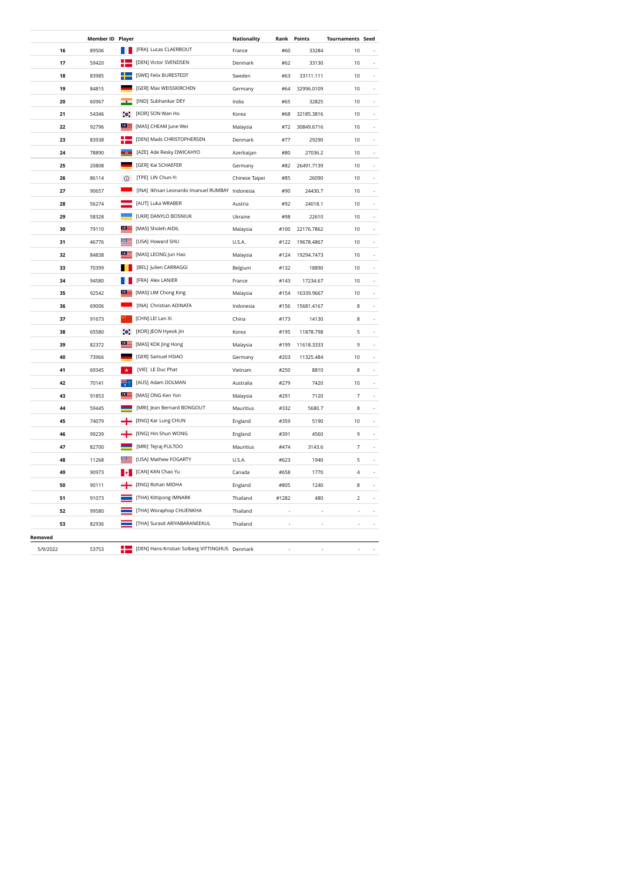|  | Member ID | Player | Nationality | Rank | Points | Tournaments | Seed |
|---|---|---|---|---|---|---|---|
| 16 | 89506 | [FRA] Lucas CLAERBOUT | France | #60 | 33284 | 10 | - |
| 17 | 59420 | [DEN] Victor SVENDSEN | Denmark | #62 | 33130 | 10 | - |
| 18 | 83985 | [SWE] Felix BURESTEDT | Sweden | #63 | 33111.111 | 10 | - |
| 19 | 84815 | [GER] Max WEISSKIRCHEN | Germany | #64 | 32996.0109 | 10 | - |
| 20 | 60967 | [IND] Subhankar DEY | India | #65 | 32825 | 10 | - |
| 21 | 54346 | [KOR] SON Wan Ho | Korea | #68 | 32185.3816 | 10 | - |
| 22 | 92796 | [MAS] CHEAM June Wei | Malaysia | #72 | 30849.6716 | 10 | - |
| 23 | 83938 | [DEN] Mads CHRISTOPHERSEN | Denmark | #77 | 29290 | 10 | - |
| 24 | 78890 | [AZE] Ade Resky DWICAHYO | Azerbaijan | #80 | 27036.2 | 10 | - |
| 25 | 20808 | [GER] Kai SCHAEFER | Germany | #82 | 26491.7139 | 10 | - |
| 26 | 86114 | [TPE] LIN Chun-Yi | Chinese Taipei | #85 | 26090 | 10 | - |
| 27 | 90657 | [INA] Ikhsan Leonardo Imanuel RUMBAY | Indonesia | #90 | 24430.7 | 10 | - |
| 28 | 56274 | [AUT] Luka WRABER | Austria | #92 | 24018.1 | 10 | - |
| 29 | 58328 | [UKR] DANYLO BOSNIUK | Ukraine | #98 | 22610 | 10 | - |
| 30 | 79110 | [MAS] Sholeh AIDIL | Malaysia | #100 | 22176.7862 | 10 | - |
| 31 | 46776 | [USA] Howard SHU | U.S.A. | #122 | 19678.4867 | 10 | - |
| 32 | 84838 | [MAS] LEONG Jun Hao | Malaysia | #124 | 19294.7473 | 10 | - |
| 33 | 70399 | [BEL] Julien CARRAGGI | Belgium | #132 | 18890 | 10 | - |
| 34 | 94580 | [FRA] Alex LANIER | France | #143 | 17234.67 | 10 | - |
| 35 | 92542 | [MAS] LIM Chong King | Malaysia | #154 | 16339.9667 | 10 | - |
| 36 | 69006 | [INA] Christian ADINATA | Indonesia | #156 | 15681.4167 | 8 | - |
| 37 | 91673 | [CHN] LEI Lan Xi | China | #173 | 14130 | 8 | - |
| 38 | 65580 | [KOR] JEON Hyeok Jin | Korea | #195 | 11878.798 | 5 | - |
| 39 | 82372 | [MAS] KOK Jing Hong | Malaysia | #199 | 11618.3333 | 9 | - |
| 40 | 73966 | [GER] Samuel HSIAO | Germany | #203 | 11325.484 | 10 | - |
| 41 | 69345 | [VIE] LE Duc Phat | Vietnam | #250 | 8810 | 8 | - |
| 42 | 70141 | [AUS] Adam DOLMAN | Australia | #279 | 7420 | 10 | - |
| 43 | 91853 | [MAS] ONG Ken Yon | Malaysia | #291 | 7120 | 7 | - |
| 44 | 59445 | [MRI] Jean Bernard BONGOUT | Mauritius | #332 | 5680.7 | 8 | - |
| 45 | 74079 | [ENG] Kar Lung CHUN | England | #359 | 5190 | 10 | - |
| 46 | 99239 | [ENG] Hin Shun WONG | England | #391 | 4560 | 9 | - |
| 47 | 82700 | [MRI] Tejraj PULTOO | Mauritius | #474 | 3143.6 | 7 | - |
| 48 | 11268 | [USA] Mathew FOGARTY | U.S.A. | #623 | 1940 | 5 | - |
| 49 | 90973 | [CAN] KAN Chao Yu | Canada | #658 | 1770 | 4 | - |
| 50 | 90111 | [ENG] Rohan MIDHA | England | #805 | 1240 | 8 | - |
| 51 | 91073 | [THA] Kittipong IMNARK | Thailand | #1282 | 480 | 2 | - |
| 52 | 99580 | [THA] Woraphop CHUENKHA | Thailand | - | - | - | - |
| 53 | 82936 | [THA] Surasit ARIYABARANEEKUL | Thailand | - | - | - | - |

**Removed**

|  |  |  |  |  |  |  |  |
|---|---|---|---|---|---|---|---|
| 5/9/2022 | 53753 | [DEN] Hans-Kristian Solberg VITTINGHUS | Denmark | - | - | - | - |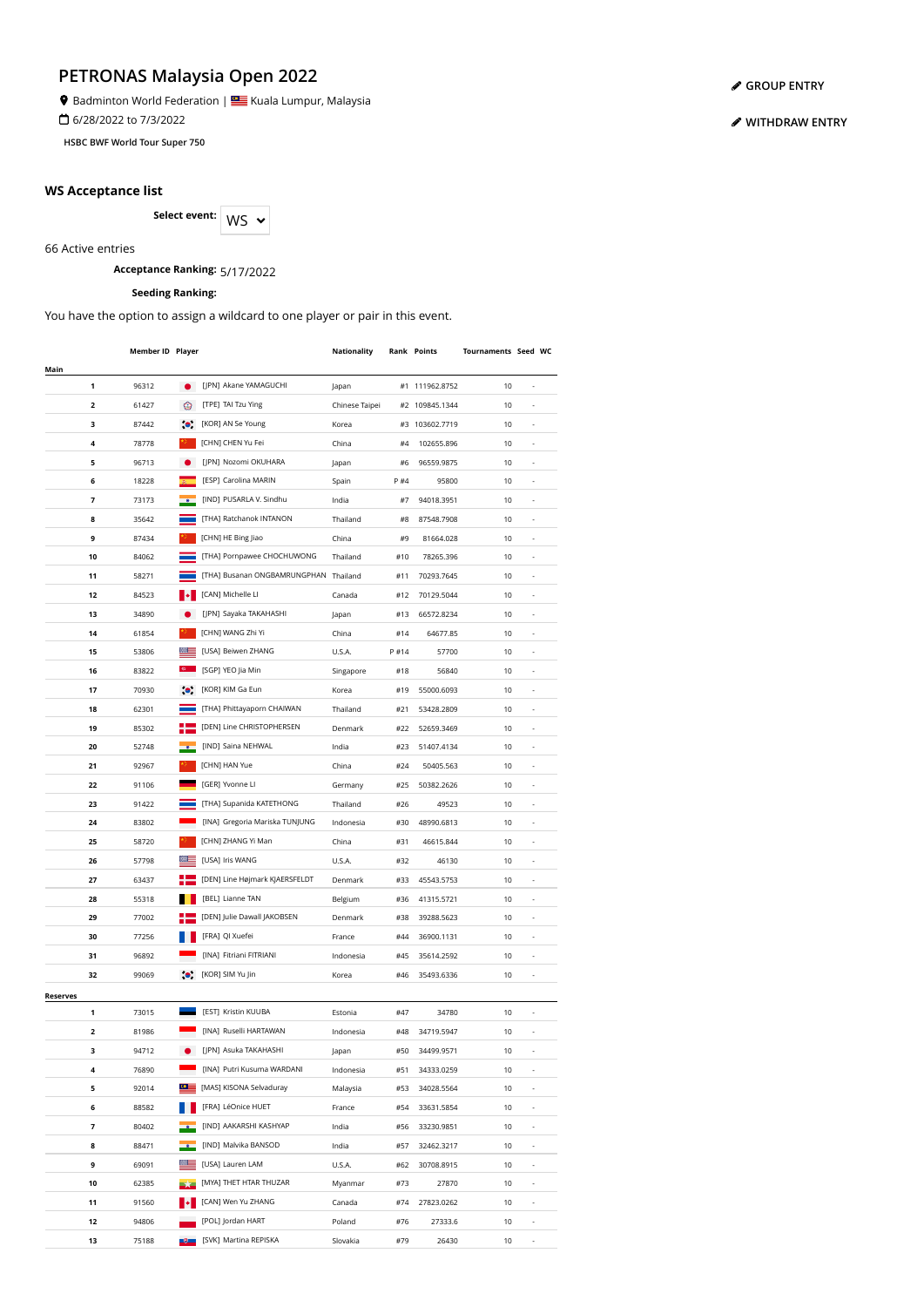# PETRONAS Malaysia Open 2022

Badminton World Federation | Kuala Lumpur, Malaysia

6/28/2022 to 7/3/2022

HSBC BWF World Tour Super 750

GROUP ENTRY

WITHDRAW ENTRY

## WS Acceptance list

**Select event:** WS

66 Active entries

**Acceptance Ranking:** 5/17/2022

**Seeding Ranking:**

You have the option to assign a wildcard to one player or pair in this event.

| | | Member ID | Player | Nationality | Rank | Points | Tournaments | Seed | WC |
|---|---|---|---|---|---|---|---|---|---|
| **Main** | | | | | | | | | |
| | **1** | 96312 | [JPN] Akane YAMAGUCHI | Japan | #1 | 111962.8752 | 10 | | - |
| | **2** | 61427 | [TPE] TAI Tzu Ying | Chinese Taipei | #2 | 109845.1344 | 10 | | - |
| | **3** | 87442 | [KOR] AN Se Young | Korea | #3 | 103602.7719 | 10 | | - |
| | **4** | 78778 | [CHN] CHEN Yu Fei | China | #4 | 102655.896 | 10 | | - |
| | **5** | 96713 | [JPN] Nozomi OKUHARA | Japan | #6 | 96559.9875 | 10 | | - |
| | **6** | 18228 | [ESP] Carolina MARIN | Spain | P #4 | 95800 | 10 | | - |
| | **7** | 73173 | [IND] PUSARLA V. Sindhu | India | #7 | 94018.3951 | 10 | | - |
| | **8** | 35642 | [THA] Ratchanok INTANON | Thailand | #8 | 87548.7908 | 10 | | - |
| | **9** | 87434 | [CHN] HE Bing Jiao | China | #9 | 81664.028 | 10 | | - |
| | **10** | 84062 | [THA] Pornpawee CHOCHUWONG | Thailand | #10 | 78265.396 | 10 | | - |
| | **11** | 58271 | [THA] Busanan ONGBAMRUNGPHAN | Thailand | #11 | 70293.7645 | 10 | | - |
| | **12** | 84523 | [CAN] Michelle LI | Canada | #12 | 70129.5044 | 10 | | - |
| | **13** | 34890 | [JPN] Sayaka TAKAHASHI | Japan | #13 | 66572.8234 | 10 | | - |
| | **14** | 61854 | [CHN] WANG Zhi Yi | China | #14 | 64677.85 | 10 | | - |
| | **15** | 53806 | [USA] Beiwen ZHANG | U.S.A. | P #14 | 57700 | 10 | | - |
| | **16** | 83822 | [SGP] YEO Jia Min | Singapore | #18 | 56840 | 10 | | - |
| | **17** | 70930 | [KOR] KIM Ga Eun | Korea | #19 | 55000.6093 | 10 | | - |
| | **18** | 62301 | [THA] Phittayaporn CHAIWAN | Thailand | #21 | 53428.2809 | 10 | | - |
| | **19** | 85302 | [DEN] Line CHRISTOPHERSEN | Denmark | #22 | 52659.3469 | 10 | | - |
| | **20** | 52748 | [IND] Saina NEHWAL | India | #23 | 51407.4134 | 10 | | - |
| | **21** | 92967 | [CHN] HAN Yue | China | #24 | 50405.563 | 10 | | - |
| | **22** | 91106 | [GER] Yvonne LI | Germany | #25 | 50382.2626 | 10 | | - |
| | **23** | 91422 | [THA] Supanida KATETHONG | Thailand | #26 | 49523 | 10 | | - |
| | **24** | 83802 | [INA] Gregoria Mariska TUNJUNG | Indonesia | #30 | 48990.6813 | 10 | | - |
| | **25** | 58720 | [CHN] ZHANG Yi Man | China | #31 | 46615.844 | 10 | | - |
| | **26** | 57798 | [USA] Iris WANG | U.S.A. | #32 | 46130 | 10 | | - |
| | **27** | 63437 | [DEN] Line Højmark KJAERSFELDT | Denmark | #33 | 45543.5753 | 10 | | - |
| | **28** | 55318 | [BEL] Lianne TAN | Belgium | #36 | 41315.5721 | 10 | | - |
| | **29** | 77002 | [DEN] Julie Dawall JAKOBSEN | Denmark | #38 | 39288.5623 | 10 | | - |
| | **30** | 77256 | [FRA] QI Xuefei | France | #44 | 36900.1131 | 10 | | - |
| | **31** | 96892 | [INA] Fitriani FITRIANI | Indonesia | #45 | 35614.2592 | 10 | | - |
| | **32** | 99069 | [KOR] SIM Yu Jin | Korea | #46 | 35493.6336 | 10 | | - |
| **Reserves** | | | | | | | | | |
| | **1** | 73015 | [EST] Kristin KUUBA | Estonia | #47 | 34780 | 10 | | - |
| | **2** | 81986 | [INA] Ruselli HARTAWAN | Indonesia | #48 | 34719.5947 | 10 | | - |
| | **3** | 94712 | [JPN] Asuka TAKAHASHI | Japan | #50 | 34499.9571 | 10 | | - |
| | **4** | 76890 | [INA] Putri Kusuma WARDANI | Indonesia | #51 | 34333.0259 | 10 | | - |
| | **5** | 92014 | [MAS] KISONA Selvaduray | Malaysia | #53 | 34028.5564 | 10 | | - |
| | **6** | 88582 | [FRA] LéOnice HUET | France | #54 | 33631.5854 | 10 | | - |
| | **7** | 80402 | [IND] AAKARSHI KASHYAP | India | #56 | 33230.9851 | 10 | | - |
| | **8** | 88471 | [IND] Malvika BANSOD | India | #57 | 32462.3217 | 10 | | - |
| | **9** | 69091 | [USA] Lauren LAM | U.S.A. | #62 | 30708.8915 | 10 | | - |
| | **10** | 62385 | [MYA] THET HTAR THUZAR | Myanmar | #73 | 27870 | 10 | | - |
| | **11** | 91560 | [CAN] Wen Yu ZHANG | Canada | #74 | 27823.0262 | 10 | | - |
| | **12** | 94806 | [POL] Jordan HART | Poland | #76 | 27333.6 | 10 | | - |
| | **13** | 75188 | [SVK] Martina REPISKA | Slovakia | #79 | 26430 | 10 | | - |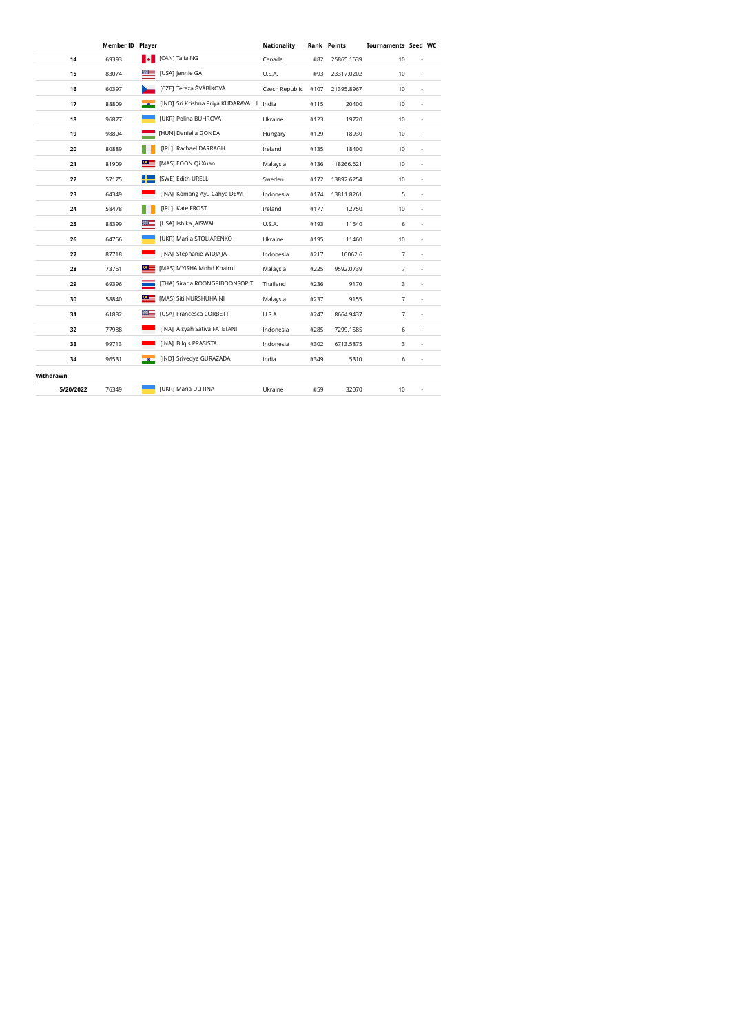| | Member ID | Player | Nationality | Rank | Points | Tournaments | Seed | WC |
|---|---|---|---|---|---|---|---|---|
| **14** | 69393 | [CAN] Talia NG | Canada | #82 | 25865.1639 | 10 | - | |
| **15** | 83074 | [USA] Jennie GAI | U.S.A. | #93 | 23317.0202 | 10 | - | |
| **16** | 60397 | [CZE] Tereza ŠVÁBÍKOVÁ | Czech Republic | #107 | 21395.8967 | 10 | - | |
| **17** | 88809 | [IND] Sri Krishna Priya KUDARAVALLI | India | #115 | 20400 | 10 | - | |
| **18** | 96877 | [UKR] Polina BUHROVA | Ukraine | #123 | 19720 | 10 | - | |
| **19** | 98804 | [HUN] Daniella GONDA | Hungary | #129 | 18930 | 10 | - | |
| **20** | 80889 | [IRL] Rachael DARRAGH | Ireland | #135 | 18400 | 10 | - | |
| **21** | 81909 | [MAS] EOON Qi Xuan | Malaysia | #136 | 18266.621 | 10 | - | |
| **22** | 57175 | [SWE] Edith URELL | Sweden | #172 | 13892.6254 | 10 | - | |
| **23** | 64349 | [INA] Komang Ayu Cahya DEWI | Indonesia | #174 | 13811.8261 | 5 | - | |
| **24** | 58478 | [IRL] Kate FROST | Ireland | #177 | 12750 | 10 | - | |
| **25** | 88399 | [USA] Ishika JAISWAL | U.S.A. | #193 | 11540 | 6 | - | |
| **26** | 64766 | [UKR] Mariia STOLIARENKO | Ukraine | #195 | 11460 | 10 | - | |
| **27** | 87718 | [INA] Stephanie WIDJAJA | Indonesia | #217 | 10062.6 | 7 | - | |
| **28** | 73761 | [MAS] MYISHA Mohd Khairul | Malaysia | #225 | 9592.0739 | 7 | - | |
| **29** | 69396 | [THA] Sirada ROONGPIBOONSOPIT | Thailand | #236 | 9170 | 3 | - | |
| **30** | 58840 | [MAS] Siti NURSHUHAINI | Malaysia | #237 | 9155 | 7 | - | |
| **31** | 61882 | [USA] Francesca CORBETT | U.S.A. | #247 | 8664.9437 | 7 | - | |
| **32** | 77988 | [INA] Aisyah Sativa FATETANI | Indonesia | #285 | 7299.1585 | 6 | - | |
| **33** | 99713 | [INA] Bilqis PRASISTA | Indonesia | #302 | 6713.5875 | 3 | - | |
| **34** | 96531 | [IND] Srivedya GURAZADA | India | #349 | 5310 | 6 | - | |
| **Withdrawn** | | | | | | | | |
| **5/20/2022** | 76349 | [UKR] Maria ULITINA | Ukraine | #59 | 32070 | 10 | - | |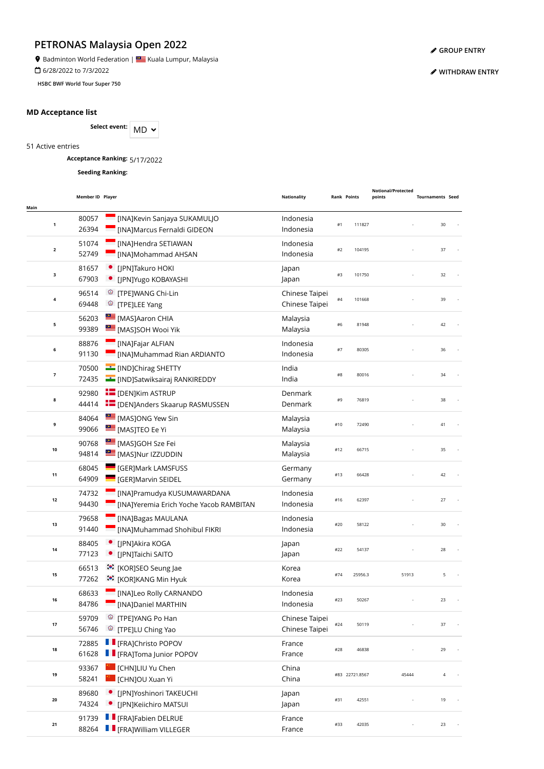# PETRONAS Malaysia Open 2022

Badminton World Federation | Kuala Lumpur, Malaysia

6/28/2022 to 7/3/2022

HSBC BWF World Tour Super 750

GROUP ENTRY

WITHDRAW ENTRY

## MD Acceptance list

**Select event:** MD

51 Active entries

**Acceptance Ranking:** 5/17/2022

**Seeding Ranking:**

| Main | Member ID | Player | Nationality | Rank | Points | Notional/Protected points | Tournaments | Seed |
|---|---|---|---|---|---|---|---|---|
| 1 | 80057<br>26394 | [INA]Kevin Sanjaya SUKAMULJO<br>[INA]Marcus Fernaldi GIDEON | Indonesia<br>Indonesia | #1 | 111827 | - | 30 | - |
| 2 | 51074<br>52749 | [INA]Hendra SETIAWAN<br>[INA]Mohammad AHSAN | Indonesia<br>Indonesia | #2 | 104195 | - | 37 | - |
| 3 | 81657<br>67903 | [JPN]Takuro HOKI<br>[JPN]Yugo KOBAYASHI | Japan<br>Japan | #3 | 101750 | - | 32 | - |
| 4 | 96514<br>69448 | [TPE]WANG Chi-Lin<br>[TPE]LEE Yang | Chinese Taipei<br>Chinese Taipei | #4 | 101668 | - | 39 | - |
| 5 | 56203<br>99389 | [MAS]Aaron CHIA<br>[MAS]SOH Wooi Yik | Malaysia<br>Malaysia | #6 | 81948 | - | 42 | - |
| 6 | 88876<br>91130 | [INA]Fajar ALFIAN<br>[INA]Muhammad Rian ARDIANTO | Indonesia<br>Indonesia | #7 | 80305 | - | 36 | - |
| 7 | 70500<br>72435 | [IND]Chirag SHETTY<br>[IND]Satwiksairaj RANKIREDDY | India<br>India | #8 | 80016 | - | 34 | - |
| 8 | 92980<br>44414 | [DEN]Kim ASTRUP<br>[DEN]Anders Skaarup RASMUSSEN | Denmark<br>Denmark | #9 | 76819 | - | 38 | - |
| 9 | 84064<br>99066 | [MAS]ONG Yew Sin<br>[MAS]TEO Ee Yi | Malaysia<br>Malaysia | #10 | 72490 | - | 41 | - |
| 10 | 90768<br>94814 | [MAS]GOH Sze Fei<br>[MAS]Nur IZZUDDIN | Malaysia<br>Malaysia | #12 | 66715 | - | 35 | - |
| 11 | 68045<br>64909 | [GER]Mark LAMSFUSS<br>[GER]Marvin SEIDEL | Germany<br>Germany | #13 | 66428 | - | 42 | - |
| 12 | 74732<br>94430 | [INA]Pramudya KUSUMAWARDANA<br>[INA]Yeremia Erich Yoche Yacob RAMBITAN | Indonesia<br>Indonesia | #16 | 62397 | - | 27 | - |
| 13 | 79658<br>91440 | [INA]Bagas MAULANA<br>[INA]Muhammad Shohibul FIKRI | Indonesia<br>Indonesia | #20 | 58122 | - | 30 | - |
| 14 | 88405<br>77123 | [JPN]Akira KOGA<br>[JPN]Taichi SAITO | Japan<br>Japan | #22 | 54137 | - | 28 | - |
| 15 | 66513<br>77262 | [KOR]SEO Seung Jae<br>[KOR]KANG Min Hyuk | Korea<br>Korea | #74 | 25956.3 | 51913 | 5 | - |
| 16 | 68633<br>84786 | [INA]Leo Rolly CARNANDO<br>[INA]Daniel MARTHIN | Indonesia<br>Indonesia | #23 | 50267 | - | 23 | - |
| 17 | 59709<br>56746 | [TPE]YANG Po Han<br>[TPE]LU Ching Yao | Chinese Taipei<br>Chinese Taipei | #24 | 50119 | - | 37 | - |
| 18 | 72885<br>61628 | [FRA]Christo POPOV<br>[FRA]Toma Junior POPOV | France<br>France | #28 | 46838 | - | 29 | - |
| 19 | 93367<br>58241 | [CHN]LIU Yu Chen<br>[CHN]OU Xuan Yi | China<br>China | #83 | 22721.8567 | 45444 | 4 | - |
| 20 | 89680<br>74324 | [JPN]Yoshinori TAKEUCHI<br>[JPN]Keiichiro MATSUI | Japan<br>Japan | #31 | 42551 | - | 19 | - |
| 21 | 91739<br>88264 | [FRA]Fabien DELRUE<br>[FRA]William VILLEGER | France<br>France | #33 | 42035 | - | 23 | - |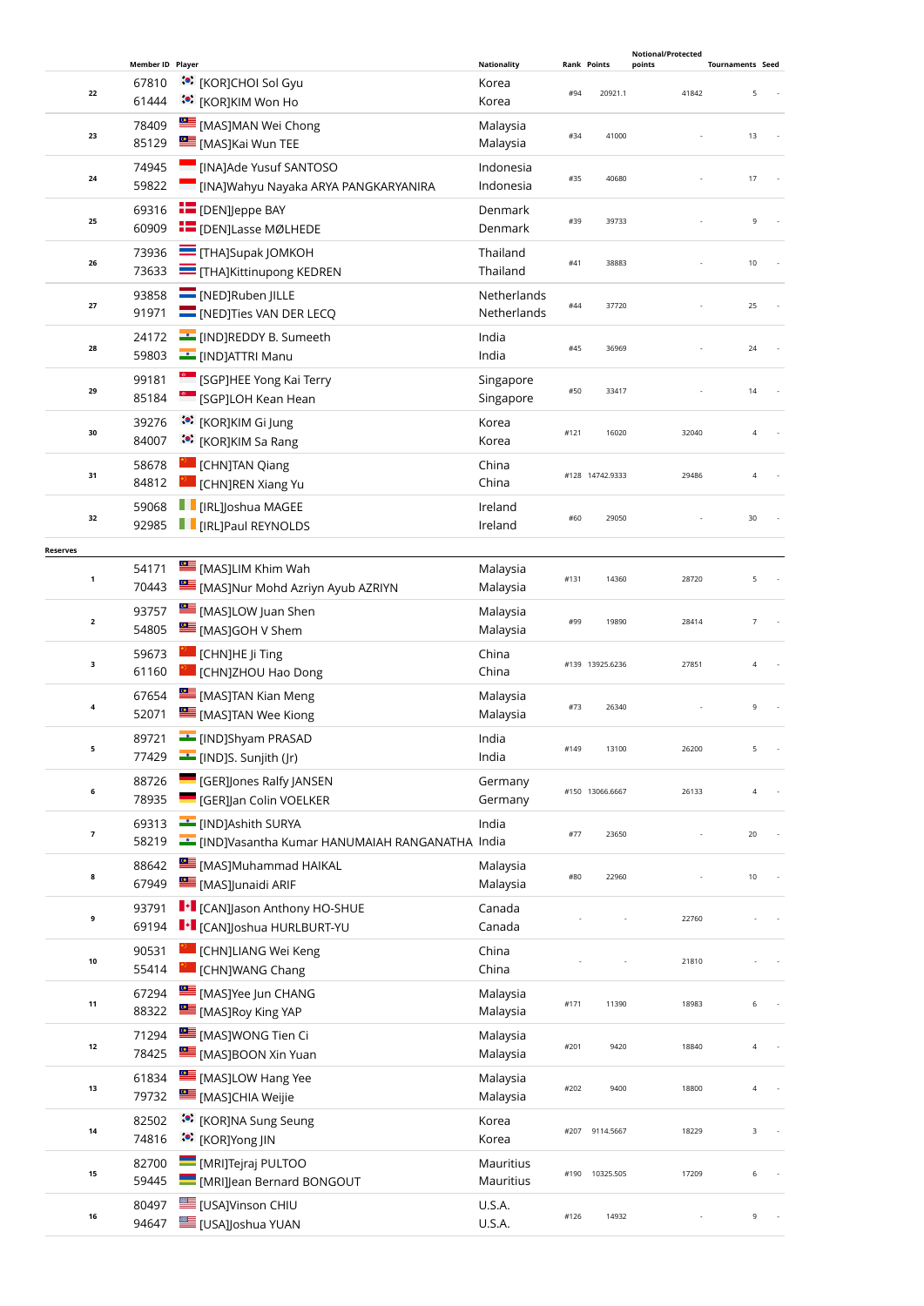| | Member ID | Player | Nationality | Rank | Points | Notional/Protected points | Tournaments | Seed |
|---|---|---|---|---|---|---|---|---|
| 22 | 67810<br>61444 | [KOR]CHOI Sol Gyu<br>[KOR]KIM Won Ho | Korea<br>Korea | #94 | 20921.1 | 41842 | 5 | - |
| 23 | 78409<br>85129 | [MAS]MAN Wei Chong<br>[MAS]Kai Wun TEE | Malaysia<br>Malaysia | #34 | 41000 | - | 13 | - |
| 24 | 74945<br>59822 | [INA]Ade Yusuf SANTOSO<br>[INA]Wahyu Nayaka ARYA PANGKARYANIRA | Indonesia<br>Indonesia | #35 | 40680 | - | 17 | - |
| 25 | 69316<br>60909 | [DEN]Jeppe BAY<br>[DEN]Lasse MØLHEDE | Denmark<br>Denmark | #39 | 39733 | - | 9 | - |
| 26 | 73936<br>73633 | [THA]Supak JOMKOH<br>[THA]Kittinupong KEDREN | Thailand<br>Thailand | #41 | 38883 | - | 10 | - |
| 27 | 93858<br>91971 | [NED]Ruben JILLE<br>[NED]Ties VAN DER LECQ | Netherlands<br>Netherlands | #44 | 37720 | - | 25 | - |
| 28 | 24172<br>59803 | [IND]REDDY B. Sumeeth<br>[IND]ATTRI Manu | India<br>India | #45 | 36969 | - | 24 | - |
| 29 | 99181<br>85184 | [SGP]HEE Yong Kai Terry<br>[SGP]LOH Kean Hean | Singapore<br>Singapore | #50 | 33417 | - | 14 | - |
| 30 | 39276<br>84007 | [KOR]KIM Gi Jung<br>[KOR]KIM Sa Rang | Korea<br>Korea | #121 | 16020 | 32040 | 4 | - |
| 31 | 58678<br>84812 | [CHN]TAN Qiang<br>[CHN]REN Xiang Yu | China<br>China | #128 | 14742.9333 | 29486 | 4 | - |
| 32 | 59068<br>92985 | [IRL]Joshua MAGEE<br>[IRL]Paul REYNOLDS | Ireland<br>Ireland | #60 | 29050 | - | 30 | - |

**Reserves**

| | Member ID | Player | Nationality | Rank | Points | Notional/Protected points | Tournaments | Seed |
|---|---|---|---|---|---|---|---|---|
| 1 | 54171<br>70443 | [MAS]LIM Khim Wah<br>[MAS]Nur Mohd Azriyn Ayub AZRIYN | Malaysia<br>Malaysia | #131 | 14360 | 28720 | 5 | - |
| 2 | 93757<br>54805 | [MAS]LOW Juan Shen<br>[MAS]GOH V Shem | Malaysia<br>Malaysia | #99 | 19890 | 28414 | 7 | - |
| 3 | 59673<br>61160 | [CHN]HE Ji Ting<br>[CHN]ZHOU Hao Dong | China<br>China | #139 | 13925.6236 | 27851 | 4 | - |
| 4 | 67654<br>52071 | [MAS]TAN Kian Meng<br>[MAS]TAN Wee Kiong | Malaysia<br>Malaysia | #73 | 26340 | - | 9 | - |
| 5 | 89721<br>77429 | [IND]Shyam PRASAD<br>[IND]S. Sunjith (Jr) | India<br>India | #149 | 13100 | 26200 | 5 | - |
| 6 | 88726<br>78935 | [GER]Jones Ralfy JANSEN<br>[GER]Jan Colin VOELKER | Germany<br>Germany | #150 | 13066.6667 | 26133 | 4 | - |
| 7 | 69313<br>58219 | [IND]Ashith SURYA<br>[IND]Vasantha Kumar HANUMAIAH RANGANATHA | India<br>India | #77 | 23650 | - | 20 | - |
| 8 | 88642<br>67949 | [MAS]Muhammad HAIKAL<br>[MAS]Junaidi ARIF | Malaysia<br>Malaysia | #80 | 22960 | - | 10 | - |
| 9 | 93791<br>69194 | [CAN]Jason Anthony HO-SHUE<br>[CAN]Joshua HURLBURT-YU | Canada<br>Canada | - | - | 22760 | - | - |
| 10 | 90531<br>55414 | [CHN]LIANG Wei Keng<br>[CHN]WANG Chang | China<br>China | - | - | 21810 | - | - |
| 11 | 67294<br>88322 | [MAS]Yee Jun CHANG<br>[MAS]Roy King YAP | Malaysia<br>Malaysia | #171 | 11390 | 18983 | 6 | - |
| 12 | 71294<br>78425 | [MAS]WONG Tien Ci<br>[MAS]BOON Xin Yuan | Malaysia<br>Malaysia | #201 | 9420 | 18840 | 4 | - |
| 13 | 61834<br>79732 | [MAS]LOW Hang Yee<br>[MAS]CHIA Weijie | Malaysia<br>Malaysia | #202 | 9400 | 18800 | 4 | - |
| 14 | 82502<br>74816 | [KOR]NA Sung Seung<br>[KOR]Yong JIN | Korea<br>Korea | #207 | 9114.5667 | 18229 | 3 | - |
| 15 | 82700<br>59445 | [MRI]Tejraj PULTOO<br>[MRI]Jean Bernard BONGOUT | Mauritius<br>Mauritius | #190 | 10325.505 | 17209 | 6 | - |
| 16 | 80497<br>94647 | [USA]Vinson CHIU<br>[USA]Joshua YUAN | U.S.A.<br>U.S.A. | #126 | 14932 | - | 9 | - |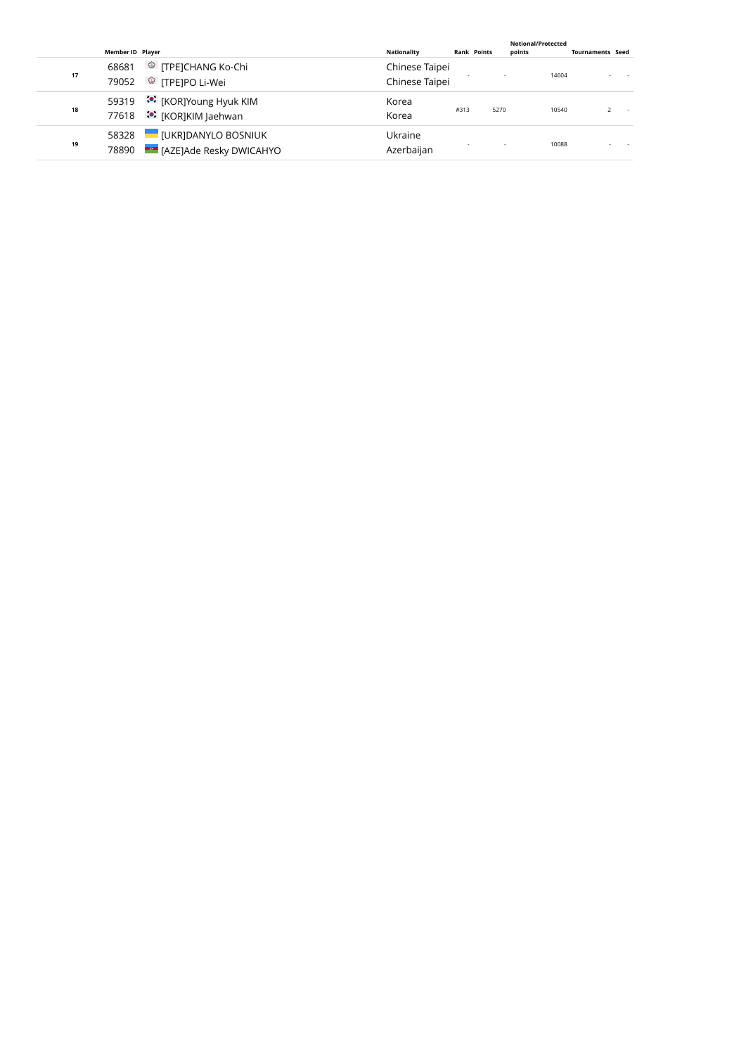| | Member ID | Player | Nationality | Rank | Points | Notional/Protected points | Tournaments | Seed |
|---|---|---|---|---|---|---|---|---|
| 17 | 68681<br>79052 | [TPE]CHANG Ko-Chi<br>[TPE]PO Li-Wei | Chinese Taipei<br>Chinese Taipei | - | - | 14604 | - | - |
| 18 | 59319<br>77618 | [KOR]Young Hyuk KIM<br>[KOR]KIM Jaehwan | Korea<br>Korea | #313 | 5270 | 10540 | 2 | - |
| 19 | 58328<br>78890 | [UKR]DANYLO BOSNIUK<br>[AZE]Ade Resky DWICAHYO | Ukraine<br>Azerbaijan | - | - | 10088 | - | - |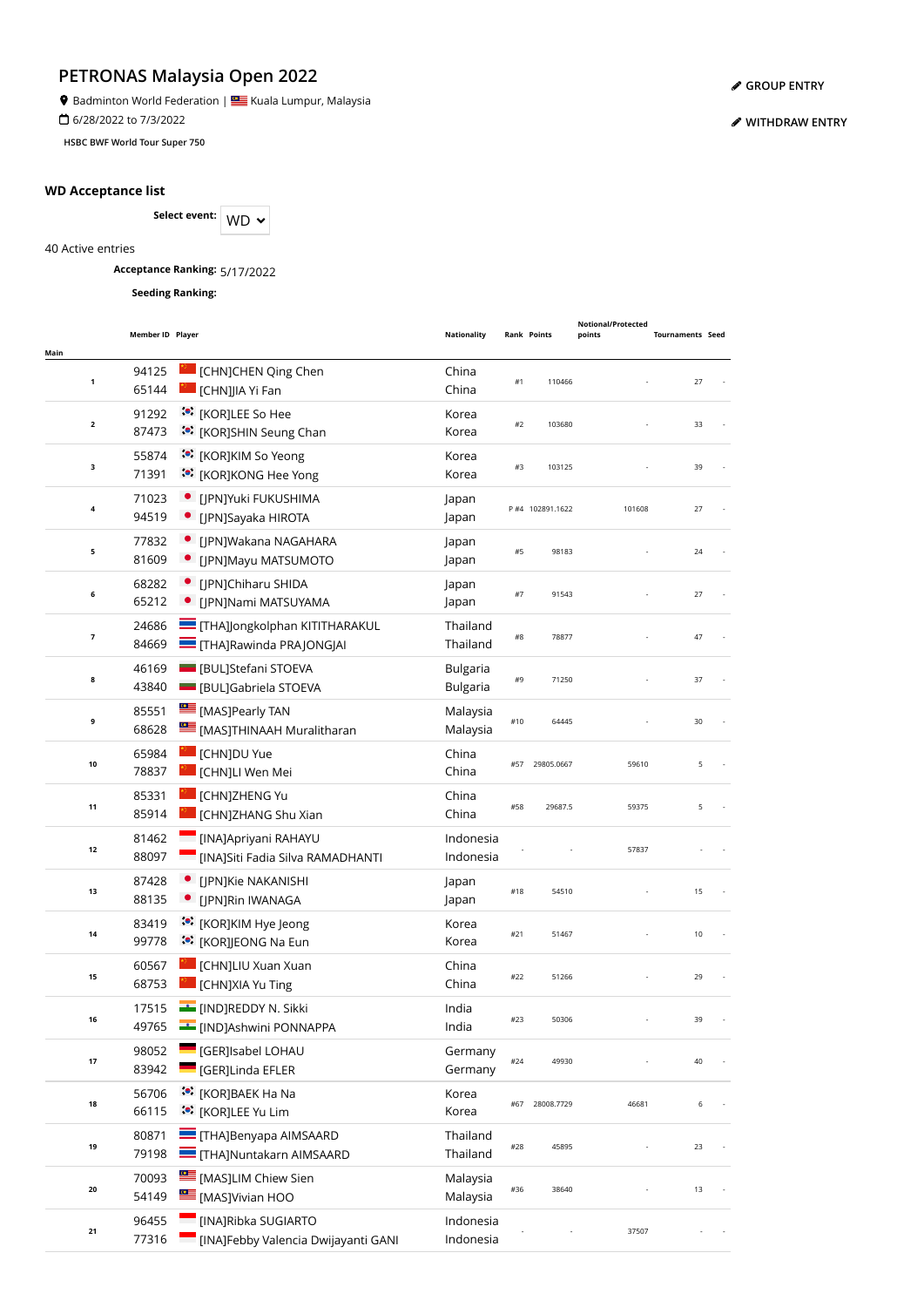# PETRONAS Malaysia Open 2022

Badminton World Federation | Kuala Lumpur, Malaysia

6/28/2022 to 7/3/2022

HSBC BWF World Tour Super 750

GROUP ENTRY

WITHDRAW ENTRY

## WD Acceptance list

**Select event:** WD

40 Active entries

**Acceptance Ranking:** 5/17/2022

**Seeding Ranking:**

| Main | Member ID | Player | Nationality | Rank | Points | Notional/Protected points | Tournaments | Seed |
|---|---|---|---|---|---|---|---|---|
| 1 | 94125<br>65144 | [CHN]CHEN Qing Chen<br>[CHN]JIA Yi Fan | China<br>China | #1 | 110466 | - | 27 | - |
| 2 | 91292<br>87473 | [KOR]LEE So Hee<br>[KOR]SHIN Seung Chan | Korea<br>Korea | #2 | 103680 | - | 33 | - |
| 3 | 55874<br>71391 | [KOR]KIM So Yeong<br>[KOR]KONG Hee Yong | Korea<br>Korea | #3 | 103125 | - | 39 | - |
| 4 | 71023<br>94519 | [JPN]Yuki FUKUSHIMA<br>[JPN]Sayaka HIROTA | Japan<br>Japan | P #4 | 102891.1622 | 101608 | 27 | - |
| 5 | 77832<br>81609 | [JPN]Wakana NAGAHARA<br>[JPN]Mayu MATSUMOTO | Japan<br>Japan | #5 | 98183 | - | 24 | - |
| 6 | 68282<br>65212 | [JPN]Chiharu SHIDA<br>[JPN]Nami MATSUYAMA | Japan<br>Japan | #7 | 91543 | - | 27 | - |
| 7 | 24686<br>84669 | [THA]Jongkolphan KITITHARAKUL<br>[THA]Rawinda PRAJONGJAI | Thailand<br>Thailand | #8 | 78877 | - | 47 | - |
| 8 | 46169<br>43840 | [BUL]Stefani STOEVA<br>[BUL]Gabriela STOEVA | Bulgaria<br>Bulgaria | #9 | 71250 | - | 37 | - |
| 9 | 85551<br>68628 | [MAS]Pearly TAN<br>[MAS]THINAAH Muralitharan | Malaysia<br>Malaysia | #10 | 64445 | - | 30 | - |
| 10 | 65984<br>78837 | [CHN]DU Yue<br>[CHN]LI Wen Mei | China<br>China | #57 | 29805.0667 | 59610 | 5 | - |
| 11 | 85331<br>85914 | [CHN]ZHENG Yu<br>[CHN]ZHANG Shu Xian | China<br>China | #58 | 29687.5 | 59375 | 5 | - |
| 12 | 81462<br>88097 | [INA]Apriyani RAHAYU<br>[INA]Siti Fadia Silva RAMADHANTI | Indonesia<br>Indonesia | - | - | 57837 | - | - |
| 13 | 87428<br>88135 | [JPN]Kie NAKANISHI<br>[JPN]Rin IWANAGA | Japan<br>Japan | #18 | 54510 | - | 15 | - |
| 14 | 83419<br>99778 | [KOR]KIM Hye Jeong<br>[KOR]JEONG Na Eun | Korea<br>Korea | #21 | 51467 | - | 10 | - |
| 15 | 60567<br>68753 | [CHN]LIU Xuan Xuan<br>[CHN]XIA Yu Ting | China<br>China | #22 | 51266 | - | 29 | - |
| 16 | 17515<br>49765 | [IND]REDDY N. Sikki<br>[IND]Ashwini PONNAPPA | India<br>India | #23 | 50306 | - | 39 | - |
| 17 | 98052<br>83942 | [GER]Isabel LOHAU<br>[GER]Linda EFLER | Germany<br>Germany | #24 | 49930 | - | 40 | - |
| 18 | 56706<br>66115 | [KOR]BAEK Ha Na<br>[KOR]LEE Yu Lim | Korea<br>Korea | #67 | 28008.7729 | 46681 | 6 | - |
| 19 | 80871<br>79198 | [THA]Benyapa AIMSAARD<br>[THA]Nuntakarn AIMSAARD | Thailand<br>Thailand | #28 | 45895 | - | 23 | - |
| 20 | 70093<br>54149 | [MAS]LIM Chiew Sien<br>[MAS]Vivian HOO | Malaysia<br>Malaysia | #36 | 38640 | - | 13 | - |
| 21 | 96455<br>77316 | [INA]Ribka SUGIARTO<br>[INA]Febby Valencia Dwijayanti GANI | Indonesia<br>Indonesia | - | - | 37507 | - | - |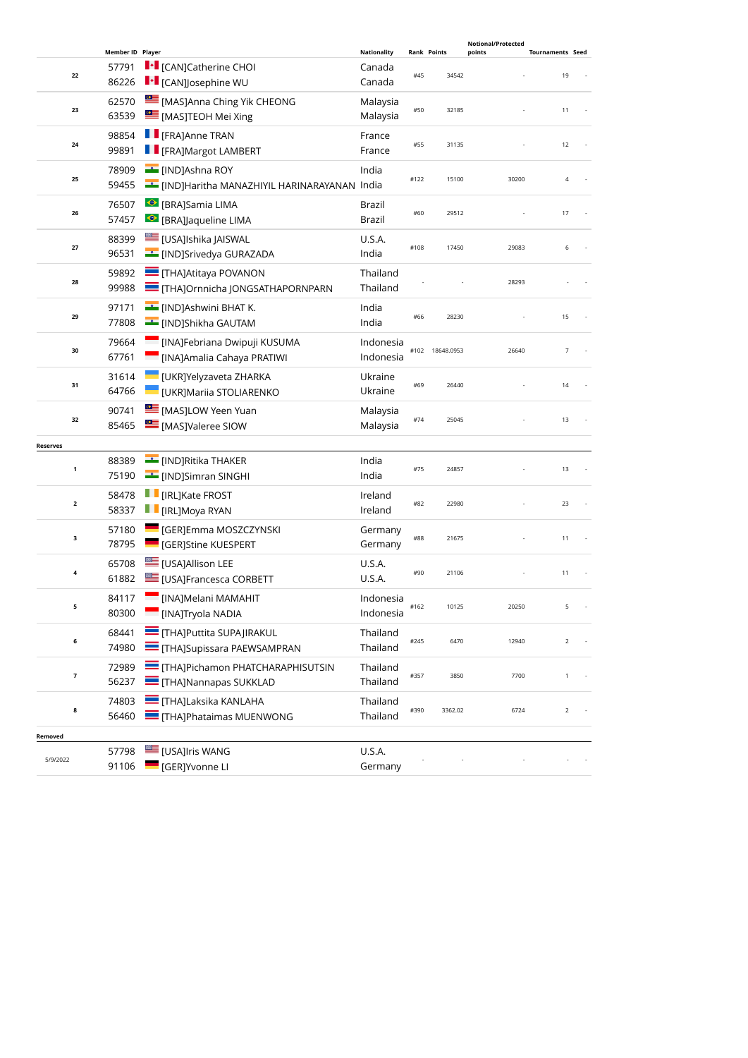| | Member ID | Player | Nationality | Rank | Points | Notional/Protected points | Tournaments | Seed |
|---|---|---|---|---|---|---|---|---|
| 22 | 57791<br>86226 | [CAN]Catherine CHOI<br>[CAN]Josephine WU | Canada<br>Canada | #45 | 34542 | - | 19 | - |
| 23 | 62570<br>63539 | [MAS]Anna Ching Yik CHEONG<br>[MAS]TEOH Mei Xing | Malaysia<br>Malaysia | #50 | 32185 | - | 11 | - |
| 24 | 98854<br>99891 | [FRA]Anne TRAN<br>[FRA]Margot LAMBERT | France<br>France | #55 | 31135 | - | 12 | - |
| 25 | 78909<br>59455 | [IND]Ashna ROY<br>[IND]Haritha MANAZHIYIL HARINARAYANAN | India<br>India | #122 | 15100 | 30200 | 4 | - |
| 26 | 76507<br>57457 | [BRA]Samia LIMA<br>[BRA]Jaqueline LIMA | Brazil<br>Brazil | #60 | 29512 | - | 17 | - |
| 27 | 88399<br>96531 | [USA]Ishika JAISWAL<br>[IND]Srivedya GURAZADA | U.S.A.<br>India | #108 | 17450 | 29083 | 6 | - |
| 28 | 59892<br>99988 | [THA]Atitaya POVANON<br>[THA]Ornnicha JONGSATHAPORNPARN | Thailand<br>Thailand | - | - | 28293 | - | - |
| 29 | 97171<br>77808 | [IND]Ashwini BHAT K.<br>[IND]Shikha GAUTAM | India<br>India | #66 | 28230 | - | 15 | - |
| 30 | 79664<br>67761 | [INA]Febriana Dwipuji KUSUMA<br>[INA]Amalia Cahaya PRATIWI | Indonesia<br>Indonesia | #102 | 18648.0953 | 26640 | 7 | - |
| 31 | 31614<br>64766 | [UKR]Yelyzaveta ZHARKA<br>[UKR]Mariia STOLIARENKO | Ukraine<br>Ukraine | #69 | 26440 | - | 14 | - |
| 32 | 90741<br>85465 | [MAS]LOW Yeen Yuan<br>[MAS]Valeree SIOW | Malaysia<br>Malaysia | #74 | 25045 | - | 13 | - |
| **Reserves** | | | | | | | | |
| 1 | 88389<br>75190 | [IND]Ritika THAKER<br>[IND]Simran SINGHI | India<br>India | #75 | 24857 | - | 13 | - |
| 2 | 58478<br>58337 | [IRL]Kate FROST<br>[IRL]Moya RYAN | Ireland<br>Ireland | #82 | 22980 | - | 23 | - |
| 3 | 57180<br>78795 | [GER]Emma MOSZCZYNSKI<br>[GER]Stine KUESPERT | Germany<br>Germany | #88 | 21675 | - | 11 | - |
| 4 | 65708<br>61882 | [USA]Allison LEE<br>[USA]Francesca CORBETT | U.S.A.<br>U.S.A. | #90 | 21106 | - | 11 | - |
| 5 | 84117<br>80300 | [INA]Melani MAMAHIT<br>[INA]Tryola NADIA | Indonesia<br>Indonesia | #162 | 10125 | 20250 | 5 | - |
| 6 | 68441<br>74980 | [THA]Puttita SUPAJIRAKUL<br>[THA]Supissara PAEWSAMPRAN | Thailand<br>Thailand | #245 | 6470 | 12940 | 2 | - |
| 7 | 72989<br>56237 | [THA]Pichamon PHATCHARAPHISUTSIN<br>[THA]Nannapas SUKKLAD | Thailand<br>Thailand | #357 | 3850 | 7700 | 1 | - |
| 8 | 74803<br>56460 | [THA]Laksika KANLAHA<br>[THA]Phataimas MUENWONG | Thailand<br>Thailand | #390 | 3362.02 | 6724 | 2 | - |
| **Removed** | | | | | | | | |
| 5/9/2022 | 57798<br>91106 | [USA]Iris WANG<br>[GER]Yvonne LI | U.S.A.<br>Germany | - | - | - | - | - |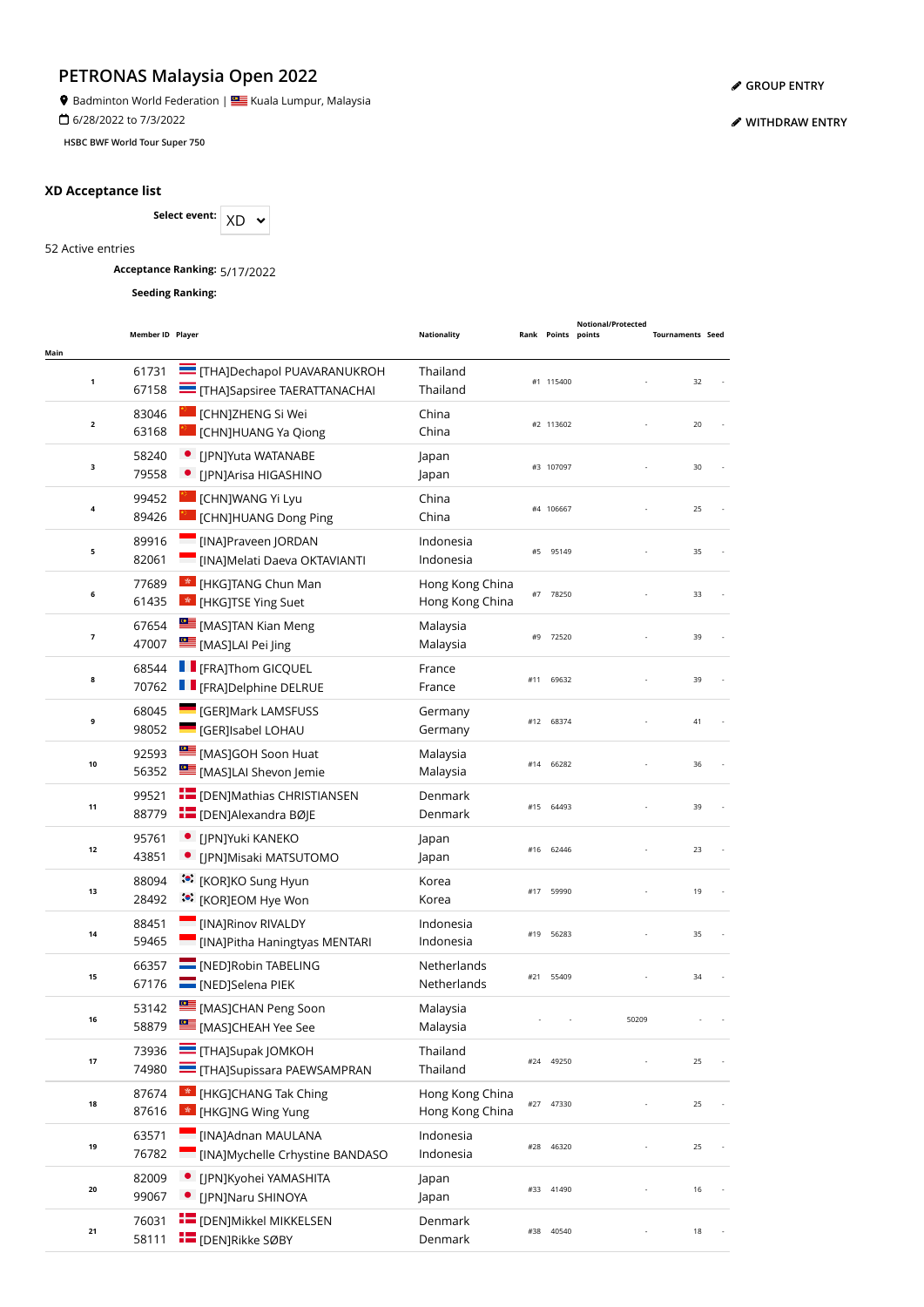# PETRONAS Malaysia Open 2022

Badminton World Federation | Kuala Lumpur, Malaysia

6/28/2022 to 7/3/2022

HSBC BWF World Tour Super 750

GROUP ENTRY

WITHDRAW ENTRY

## XD Acceptance list

**Select event:** XD

52 Active entries

**Acceptance Ranking:** 5/17/2022

**Seeding Ranking:**

| Main | Member ID | Player | Nationality | Rank | Points | Notional/Protected points | Tournaments | Seed |
|---|---|---|---|---|---|---|---|---|
| 1 | 61731<br>67158 | [THA]Dechapol PUAVARANUKROH<br>[THA]Sapsiree TAERATTANACHAI | Thailand<br>Thailand | #1 | 115400 | - | 32 | - |
| 2 | 83046<br>63168 | [CHN]ZHENG Si Wei<br>[CHN]HUANG Ya Qiong | China<br>China | #2 | 113602 | - | 20 | - |
| 3 | 58240<br>79558 | [JPN]Yuta WATANABE<br>[JPN]Arisa HIGASHINO | Japan<br>Japan | #3 | 107097 | - | 30 | - |
| 4 | 99452<br>89426 | [CHN]WANG Yi Lyu<br>[CHN]HUANG Dong Ping | China<br>China | #4 | 106667 | - | 25 | - |
| 5 | 89916<br>82061 | [INA]Praveen JORDAN<br>[INA]Melati Daeva OKTAVIANTI | Indonesia<br>Indonesia | #5 | 95149 | - | 35 | - |
| 6 | 77689<br>61435 | [HKG]TANG Chun Man<br>[HKG]TSE Ying Suet | Hong Kong China<br>Hong Kong China | #7 | 78250 | - | 33 | - |
| 7 | 67654<br>47007 | [MAS]TAN Kian Meng<br>[MAS]LAI Pei Jing | Malaysia<br>Malaysia | #9 | 72520 | - | 39 | - |
| 8 | 68544<br>70762 | [FRA]Thom GICQUEL<br>[FRA]Delphine DELRUE | France<br>France | #11 | 69632 | - | 39 | - |
| 9 | 68045<br>98052 | [GER]Mark LAMSFUSS<br>[GER]Isabel LOHAU | Germany<br>Germany | #12 | 68374 | - | 41 | - |
| 10 | 92593<br>56352 | [MAS]GOH Soon Huat<br>[MAS]LAI Shevon Jemie | Malaysia<br>Malaysia | #14 | 66282 | - | 36 | - |
| 11 | 99521<br>88779 | [DEN]Mathias CHRISTIANSEN<br>[DEN]Alexandra BØJE | Denmark<br>Denmark | #15 | 64493 | - | 39 | - |
| 12 | 95761<br>43851 | [JPN]Yuki KANEKO<br>[JPN]Misaki MATSUTOMO | Japan<br>Japan | #16 | 62446 | - | 23 | - |
| 13 | 88094<br>28492 | [KOR]KO Sung Hyun<br>[KOR]EOM Hye Won | Korea<br>Korea | #17 | 59990 | - | 19 | - |
| 14 | 88451<br>59465 | [INA]Rinov RIVALDY<br>[INA]Pitha Haningtyas MENTARI | Indonesia<br>Indonesia | #19 | 56283 | - | 35 | - |
| 15 | 66357<br>67176 | [NED]Robin TABELING<br>[NED]Selena PIEK | Netherlands<br>Netherlands | #21 | 55409 | - | 34 | - |
| 16 | 53142<br>58879 | [MAS]CHAN Peng Soon<br>[MAS]CHEAH Yee See | Malaysia<br>Malaysia | - | - | 50209 | - | - |
| 17 | 73936<br>74980 | [THA]Supak JOMKOH<br>[THA]Supissara PAEWSAMPRAN | Thailand<br>Thailand | #24 | 49250 | - | 25 | - |
| 18 | 87674<br>87616 | [HKG]CHANG Tak Ching<br>[HKG]NG Wing Yung | Hong Kong China<br>Hong Kong China | #27 | 47330 | - | 25 | - |
| 19 | 63571<br>76782 | [INA]Adnan MAULANA<br>[INA]Mychelle Crhystine BANDASO | Indonesia<br>Indonesia | #28 | 46320 | - | 25 | - |
| 20 | 82009<br>99067 | [JPN]Kyohei YAMASHITA<br>[JPN]Naru SHINOYA | Japan<br>Japan | #33 | 41490 | - | 16 | - |
| 21 | 76031<br>58111 | [DEN]Mikkel MIKKELSEN<br>[DEN]Rikke SØBY | Denmark<br>Denmark | #38 | 40540 | - | 18 | - |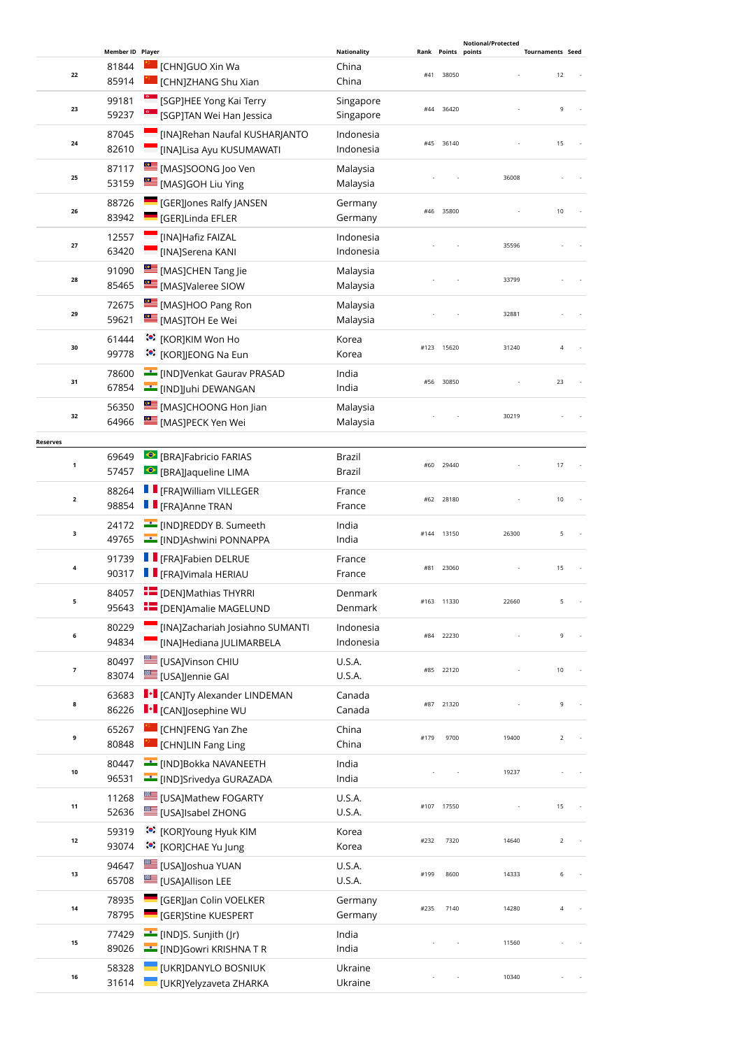| | Member ID | Player | Nationality | Rank | Points | Notional/Protected points | Tournaments | Seed |
|---|---|---|---|---|---|---|---|---|
| 22 | 81844<br>85914 | [CHN]GUO Xin Wa<br>[CHN]ZHANG Shu Xian | China<br>China | #41 | 38050 | - | 12 | - |
| 23 | 99181<br>59237 | [SGP]HEE Yong Kai Terry<br>[SGP]TAN Wei Han Jessica | Singapore<br>Singapore | #44 | 36420 | - | 9 | - |
| 24 | 87045<br>82610 | [INA]Rehan Naufal KUSHARJANTO<br>[INA]Lisa Ayu KUSUMAWATI | Indonesia<br>Indonesia | #45 | 36140 | - | 15 | - |
| 25 | 87117<br>53159 | [MAS]SOONG Joo Ven<br>[MAS]GOH Liu Ying | Malaysia<br>Malaysia | - | - | 36008 | - | - |
| 26 | 88726<br>83942 | [GER]Jones Ralfy JANSEN<br>[GER]Linda EFLER | Germany<br>Germany | #46 | 35800 | - | 10 | - |
| 27 | 12557<br>63420 | [INA]Hafiz FAIZAL<br>[INA]Serena KANI | Indonesia<br>Indonesia | - | - | 35596 | - | - |
| 28 | 91090<br>85465 | [MAS]CHEN Tang Jie<br>[MAS]Valeree SIOW | Malaysia<br>Malaysia | - | - | 33799 | - | - |
| 29 | 72675<br>59621 | [MAS]HOO Pang Ron<br>[MAS]TOH Ee Wei | Malaysia<br>Malaysia | - | - | 32881 | - | - |
| 30 | 61444<br>99778 | [KOR]KIM Won Ho<br>[KOR]JEONG Na Eun | Korea<br>Korea | #123 | 15620 | 31240 | 4 | - |
| 31 | 78600<br>67854 | [IND]Venkat Gaurav PRASAD<br>[IND]Juhi DEWANGAN | India<br>India | #56 | 30850 | - | 23 | - |
| 32 | 56350<br>64966 | [MAS]CHOONG Hon Jian<br>[MAS]PECK Yen Wei | Malaysia<br>Malaysia | - | - | 30219 | - | - |

**Reserves**

| | Member ID | Player | Nationality | Rank | Points | Notional/Protected points | Tournaments | Seed |
|---|---|---|---|---|---|---|---|---|
| 1 | 69649<br>57457 | [BRA]Fabricio FARIAS<br>[BRA]Jaqueline LIMA | Brazil<br>Brazil | #60 | 29440 | - | 17 | - |
| 2 | 88264<br>98854 | [FRA]William VILLEGER<br>[FRA]Anne TRAN | France<br>France | #62 | 28180 | - | 10 | - |
| 3 | 24172<br>49765 | [IND]REDDY B. Sumeeth<br>[IND]Ashwini PONNAPPA | India<br>India | #144 | 13150 | 26300 | 5 | - |
| 4 | 91739<br>90317 | [FRA]Fabien DELRUE<br>[FRA]Vimala HERIAU | France<br>France | #81 | 23060 | - | 15 | - |
| 5 | 84057<br>95643 | [DEN]Mathias THYRRI<br>[DEN]Amalie MAGELUND | Denmark<br>Denmark | #163 | 11330 | 22660 | 5 | - |
| 6 | 80229<br>94834 | [INA]Zachariah Josiahno SUMANTI<br>[INA]Hediana JULIMARBELA | Indonesia<br>Indonesia | #84 | 22230 | - | 9 | - |
| 7 | 80497<br>83074 | [USA]Vinson CHIU<br>[USA]Jennie GAI | U.S.A.<br>U.S.A. | #85 | 22120 | - | 10 | - |
| 8 | 63683<br>86226 | [CAN]Ty Alexander LINDEMAN<br>[CAN]Josephine WU | Canada<br>Canada | #87 | 21320 | - | 9 | - |
| 9 | 65267<br>80848 | [CHN]FENG Yan Zhe<br>[CHN]LIN Fang Ling | China<br>China | #179 | 9700 | 19400 | 2 | - |
| 10 | 80447<br>96531 | [IND]Bokka NAVANEETH<br>[IND]Srivedya GURAZADA | India<br>India | - | - | 19237 | - | - |
| 11 | 11268<br>52636 | [USA]Mathew FOGARTY<br>[USA]Isabel ZHONG | U.S.A.<br>U.S.A. | #107 | 17550 | - | 15 | - |
| 12 | 59319<br>93074 | [KOR]Young Hyuk KIM<br>[KOR]CHAE Yu Jung | Korea<br>Korea | #232 | 7320 | 14640 | 2 | - |
| 13 | 94647<br>65708 | [USA]Joshua YUAN<br>[USA]Allison LEE | U.S.A.<br>U.S.A. | #199 | 8600 | 14333 | 6 | - |
| 14 | 78935<br>78795 | [GER]Jan Colin VOELKER<br>[GER]Stine KUESPERT | Germany<br>Germany | #235 | 7140 | 14280 | 4 | - |
| 15 | 77429<br>89026 | [IND]S. Sunjith (Jr)<br>[IND]Gowri KRISHNA T R | India<br>India | - | - | 11560 | - | - |
| 16 | 58328<br>31614 | [UKR]DANYLO BOSNIUK<br>[UKR]Yelyzaveta ZHARKA | Ukraine<br>Ukraine | - | - | 10340 | - | - |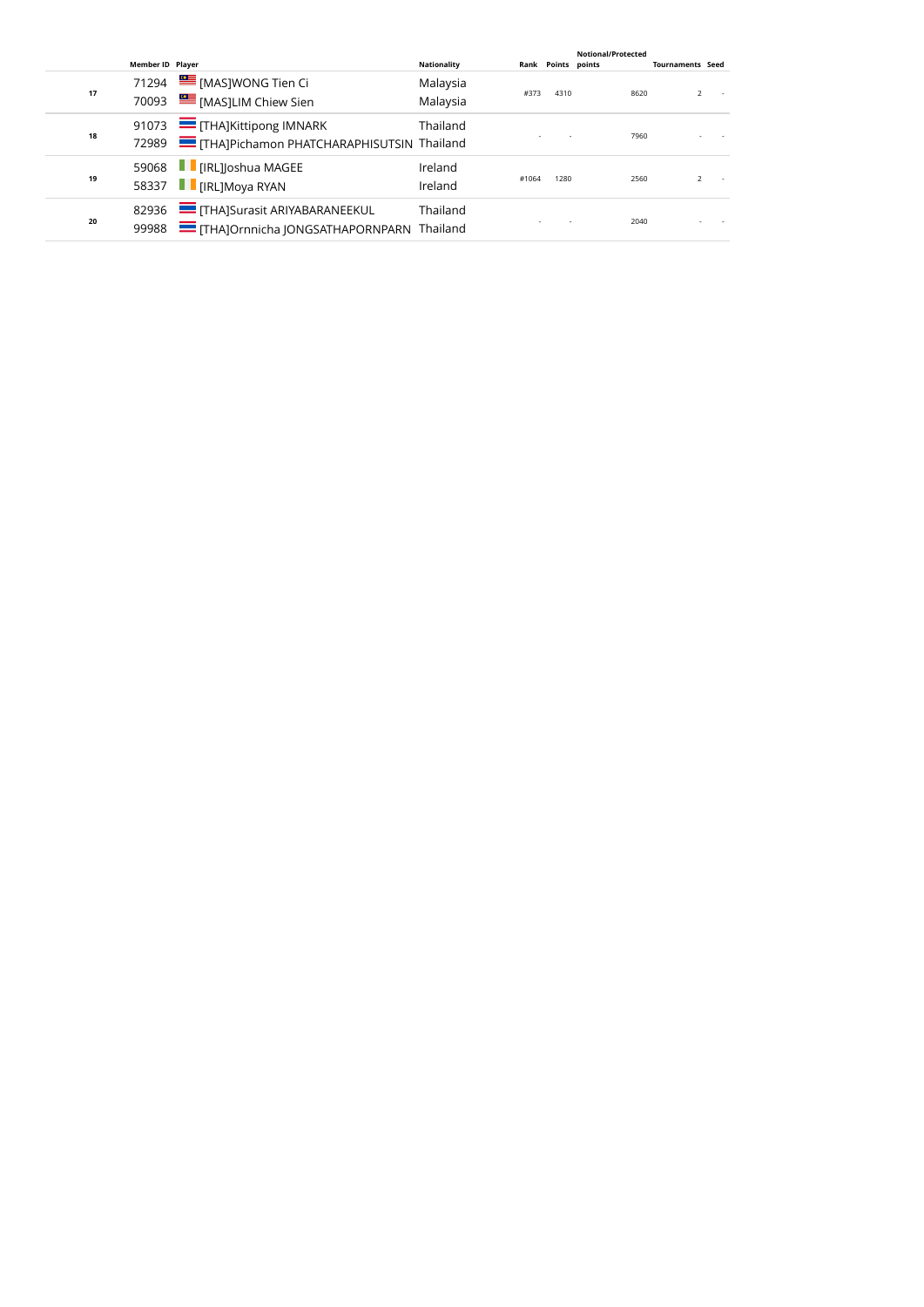| | Member ID | Player | Nationality | Rank | Points | Notional/Protected points | Tournaments | Seed |
|---|---|---|---|---|---|---|---|---|
| 17 | 71294 | [MAS]WONG Tien Ci | Malaysia | #373 | 4310 | 8620 | 2 | - |
| | 70093 | [MAS]LIM Chiew Sien | Malaysia | | | | | |
| 18 | 91073 | [THA]Kittipong IMNARK | Thailand | - | - | 7960 | - | - |
| | 72989 | [THA]Pichamon PHATCHARAPHISUTSIN | Thailand | | | | | |
| 19 | 59068 | [IRL]Joshua MAGEE | Ireland | #1064 | 1280 | 2560 | 2 | - |
| | 58337 | [IRL]Moya RYAN | Ireland | | | | | |
| 20 | 82936 | [THA]Surasit ARIYABARANEEKUL | Thailand | - | - | 2040 | - | - |
| | 99988 | [THA]Ornnicha JONGSATHAPORNPARN | Thailand | | | | | |